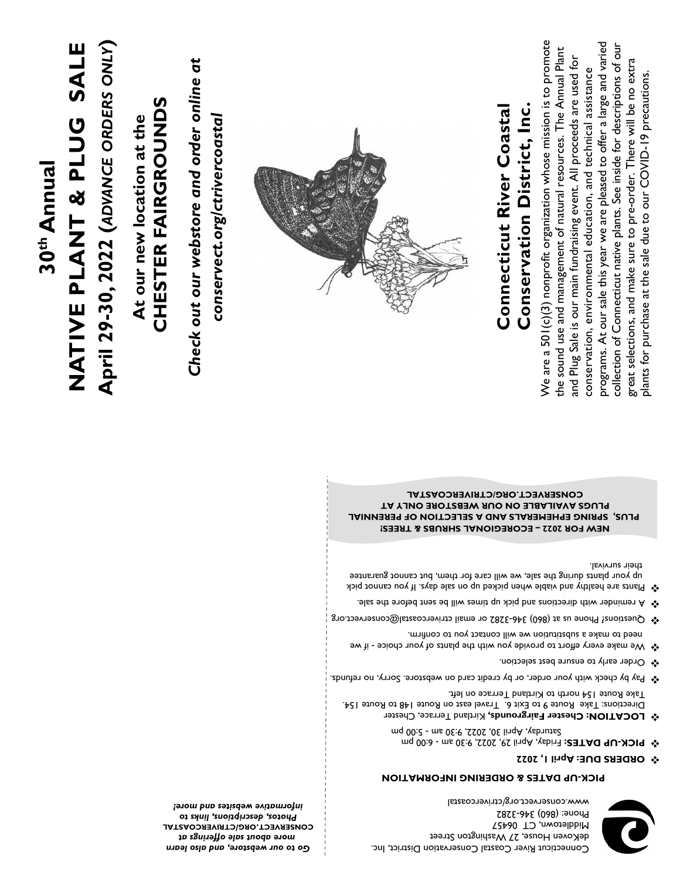# 30th Annual NATIVE PLANT & PLUG SALE

## April 29-30, 2022 (*ADVANCE ORDERS ONLY*)

### At our new location at the CHESTER FAIRGROUNDS

***Check out our webstore and order online at conservect.org/ctrivercoastal***

## Connecticut River Coastal Conservation District, Inc.

We are a 501(c)(3) nonprofit organization whose mission is to promote the sound use and management of natural resources. The Annual Plant and Plug Sale is our main fundraising event. All proceeds are used for conservation, environmental education, and technical assistance programs. At our sale this year we are pleased to offer a large and varied collection of Connecticut native plants. See inside for descriptions of our great selections, and make sure to pre-order. There will be no extra plants for purchase at the sale due to our COVID-19 precautions.

---

Connecticut River Coastal Conservation District, Inc.
deKoven House, 27 Washington Street
Middletown, CT 06457
Phone: (860) 346-3282
www.conservect.org/ctrivercoastal

***Go to our webstore, and also learn more about sale offerings at CONSERVECT.ORG/CTRIVERCOASTAL Photos, descriptions, links to informative websites and more!***

### PICK-UP DATES & ORDERING INFORMATION

- **ORDERS DUE: April 1, 2022**
- **PICK-UP DATES:** Friday, April 29, 2022, 9:30 am - 6:00 pm
  Saturday, April 30, 2022, 9:30 am - 5:00 pm
- **LOCATION: Chester Fairgrounds,** Kirtland Terrace, Chester
  Directions: Take Route 9 to Exit 6. Travel east on Route 148 to Route 154. Take Route 154 north to Kirtland Terrace on left.
- Pay by check with your order, or by credit card on webstore. Sorry, no refunds.
- Order early to ensure best selection.
- We make every effort to provide you with the plants of your choice - if we need to make a substitution we will contact you to confirm.
- Questions? Phone us at (860) 346-3282 or email ctrivercoastal@conservect.org
- A reminder with directions and pick up times will be sent before the sale.
- Plants are healthy and viable when picked up on sale days. If you cannot pick up your plants during the sale, we will care for them, but cannot guarantee their survival.

**NEW FOR 2022 – ECOREGIONAL SHRUBS & TREES! PLUS, SPRING EPHEMERALS AND A SELECTION OF PERENNIAL PLUGS AVAILABLE ON OUR WEBSTORE ONLY AT CONSERVECT.ORG/CTRIVERCOASTAL**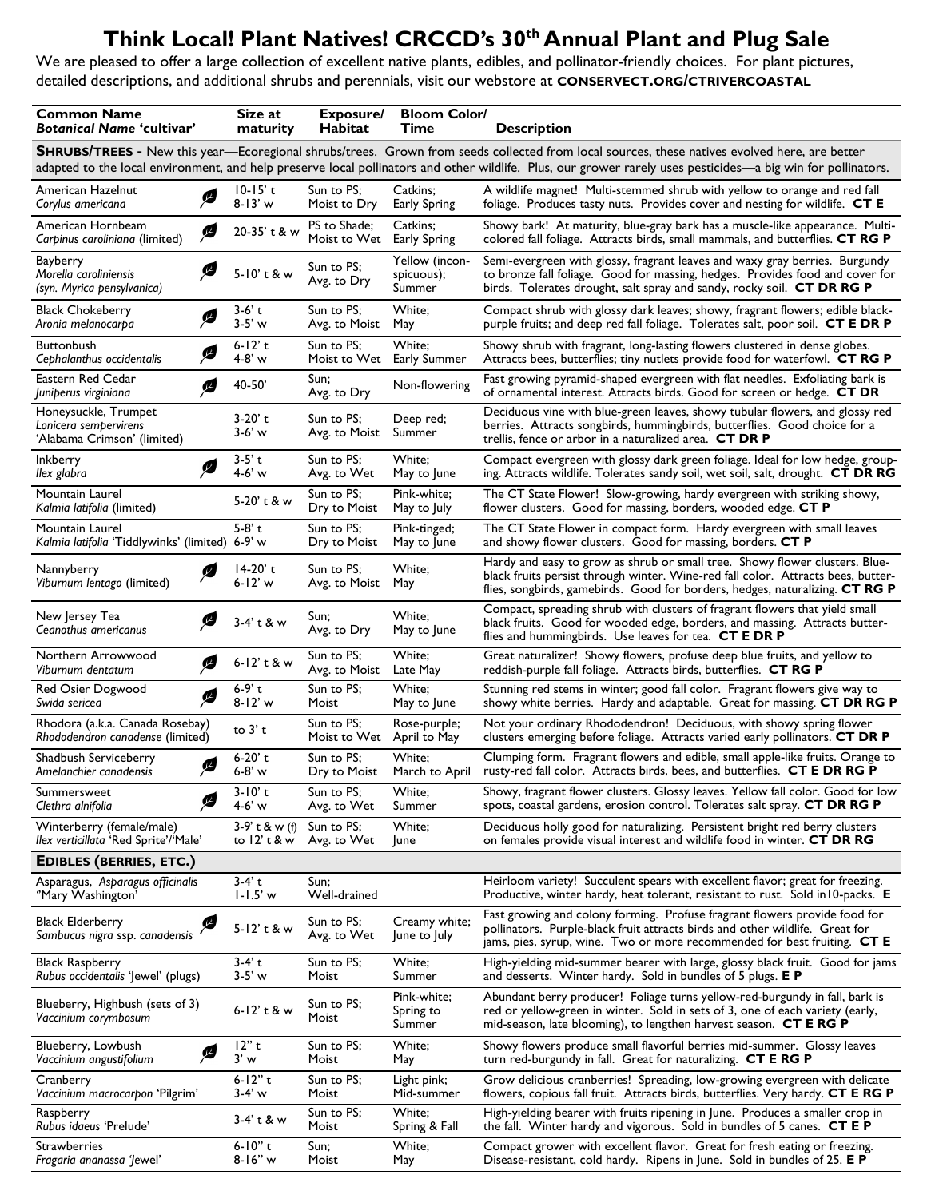# Think Local! Plant Natives! CRCCD's 30th Annual Plant and Plug Sale

We are pleased to offer a large collection of excellent native plants, edibles, and pollinator-friendly choices. For plant pictures, detailed descriptions, and additional shrubs and perennials, visit our webstore at **CONSERVECT.ORG/CTRIVERCOASTAL**

| Common Name / *Botanical Name* 'cultivar' | Size at maturity | Exposure/ Habitat | Bloom Color/ Time | Description |
|---|---|---|---|---|
| **SHRUBS/TREES -** New this year—Ecoregional shrubs/trees. Grown from seeds collected from local sources, these natives evolved here, are better adapted to the local environment, and help preserve local pollinators and other wildlife. Plus, our grower rarely uses pesticides—a big win for pollinators. | | | | |
| American Hazelnut *Corylus americana* | 10-15' t 8-13' w | Sun to PS; Moist to Dry | Catkins; Early Spring | A wildlife magnet! Multi-stemmed shrub with yellow to orange and red fall foliage. Produces tasty nuts. Provides cover and nesting for wildlife. **CT E** |
| American Hornbeam *Carpinus caroliniana* (limited) | 20-35' t & w | PS to Shade; Moist to Wet | Catkins; Early Spring | Showy bark! At maturity, blue-gray bark has a muscle-like appearance. Multi-colored fall foliage. Attracts birds, small mammals, and butterflies. **CT RG P** |
| Bayberry *Morella caroliniensis* (syn. *Myrica pensylvanica*) | 5-10' t & w | Sun to PS; Avg. to Dry | Yellow (inconspicuous); Summer | Semi-evergreen with glossy, fragrant leaves and waxy gray berries. Burgundy to bronze fall foliage. Good for massing, hedges. Provides food and cover for birds. Tolerates drought, salt spray and sandy, rocky soil. **CT DR RG P** |
| Black Chokeberry *Aronia melanocarpa* | 3-6' t 3-5' w | Sun to PS; Avg. to Moist | White; May | Compact shrub with glossy dark leaves; showy, fragrant flowers; edible black-purple fruits; and deep red fall foliage. Tolerates salt, poor soil. **CT E DR P** |
| Buttonbush *Cephalanthus occidentalis* | 6-12' t 4-8' w | Sun to PS; Moist to Wet | White; Early Summer | Showy shrub with fragrant, long-lasting flowers clustered in dense globes. Attracts bees, butterflies; tiny nutlets provide food for waterfowl. **CT RG P** |
| Eastern Red Cedar *Juniperus virginiana* | 40-50' | Sun; Avg. to Dry | Non-flowering | Fast growing pyramid-shaped evergreen with flat needles. Exfoliating bark is of ornamental interest. Attracts birds. Good for screen or hedge. **CT DR** |
| Honeysuckle, Trumpet *Lonicera sempervirens* 'Alabama Crimson' (limited) | 3-20' t 3-6' w | Sun to PS; Avg. to Moist | Deep red; Summer | Deciduous vine with blue-green leaves, showy tubular flowers, and glossy red berries. Attracts songbirds, hummingbirds, butterflies. Good choice for a trellis, fence or arbor in a naturalized area. **CT DR P** |
| Inkberry *Ilex glabra* | 3-5' t 4-6' w | Sun to PS; Avg. to Wet | White; May to June | Compact evergreen with glossy dark green foliage. Ideal for low hedge, grouping. Attracts wildlife. Tolerates sandy soil, wet soil, salt, drought. **CT DR RG** |
| Mountain Laurel *Kalmia latifolia* (limited) | 5-20' t & w | Sun to PS; Dry to Moist | Pink-white; May to July | The CT State Flower! Slow-growing, hardy evergreen with striking showy, flower clusters. Good for massing, borders, wooded edge. **CT P** |
| Mountain Laurel *Kalmia latifolia* 'Tiddlywinks' (limited) | 5-8' t 6-9' w | Sun to PS; Dry to Moist | Pink-tinged; May to June | The CT State Flower in compact form. Hardy evergreen with small leaves and showy flower clusters. Good for massing, borders. **CT P** |
| Nannyberry *Viburnum lentago* (limited) | 14-20' t 6-12' w | Sun to PS; Avg. to Moist | White; May | Hardy and easy to grow as shrub or small tree. Showy flower clusters. Blue-black fruits persist through winter. Wine-red fall color. Attracts bees, butterflies, songbirds, gamebirds. Good for borders, hedges, naturalizing. **CT RG P** |
| New Jersey Tea *Ceanothus americanus* | 3-4' t & w | Sun; Avg. to Dry | White; May to June | Compact, spreading shrub with clusters of fragrant flowers that yield small black fruits. Good for wooded edge, borders, and massing. Attracts butterflies and hummingbirds. Use leaves for tea. **CT E DR P** |
| Northern Arrowwood *Viburnum dentatum* | 6-12' t & w | Sun to PS; Avg. to Moist | White; Late May | Great naturalizer! Showy flowers, profuse deep blue fruits, and yellow to reddish-purple fall foliage. Attracts birds, butterflies. **CT RG P** |
| Red Osier Dogwood *Swida sericea* | 6-9' t 8-12' w | Sun to PS; Moist | White; May to June | Stunning red stems in winter; good fall color. Fragrant flowers give way to showy white berries. Hardy and adaptable. Great for massing. **CT DR RG P** |
| Rhodora (a.k.a. Canada Rosebay) *Rhododendron canadense* (limited) | to 3' t | Sun to PS; Moist to Wet | Rose-purple; April to May | Not your ordinary Rhododendron! Deciduous, with showy spring flower clusters emerging before foliage. Attracts varied early pollinators. **CT DR P** |
| Shadbush Serviceberry *Amelanchier canadensis* | 6-20' t 6-8' w | Sun to PS; Dry to Moist | White; March to April | Clumping form. Fragrant flowers and edible, small apple-like fruits. Orange to rusty-red fall color. Attracts birds, bees, and butterflies. **CT E DR RG P** |
| Summersweet *Clethra alnifolia* | 3-10' t 4-6' w | Sun to PS; Avg. to Wet | White; Summer | Showy, fragrant flower clusters. Glossy leaves. Yellow fall color. Good for low spots, coastal gardens, erosion control. Tolerates salt spray. **CT DR RG P** |
| Winterberry (female/male) *Ilex verticillata* 'Red Sprite'/'Male' | 3-9' t & w (f) to 12' t & w | Sun to PS; Avg. to Wet | White; June | Deciduous holly good for naturalizing. Persistent bright red berry clusters on females provide visual interest and wildlife food in winter. **CT DR RG** |
| **EDIBLES (BERRIES, ETC.)** | | | | |
| Asparagus, *Asparagus officinalis* "Mary Washington" | 3-4' t 1-1.5' w | Sun; Well-drained | | Heirloom variety! Succulent spears with excellent flavor; great for freezing. Productive, winter hardy, heat tolerant, resistant to rust. Sold in10-packs. **E** |
| Black Elderberry *Sambucus nigra* ssp. *canadensis* | 5-12' t & w | Sun to PS; Avg. to Wet | Creamy white; June to July | Fast growing and colony forming. Profuse fragrant flowers provide food for pollinators. Purple-black fruit attracts birds and other wildlife. Great for jams, pies, syrup, wine. Two or more recommended for best fruiting. **CT E** |
| Black Raspberry *Rubus occidentalis* 'Jewel' (plugs) | 3-4' t 3-5' w | Sun to PS; Moist | White; Summer | High-yielding mid-summer bearer with large, glossy black fruit. Good for jams and desserts. Winter hardy. Sold in bundles of 5 plugs. **E P** |
| Blueberry, Highbush (sets of 3) *Vaccinium corymbosum* | 6-12' t & w | Sun to PS; Moist | Pink-white; Spring to Summer | Abundant berry producer! Foliage turns yellow-red-burgundy in fall, bark is red or yellow-green in winter. Sold in sets of 3, one of each variety (early, mid-season, late blooming), to lengthen harvest season. **CT E RG P** |
| Blueberry, Lowbush *Vaccinium angustifolium* | 12" t 3' w | Sun to PS; Moist | White; May | Showy flowers produce small flavorful berries mid-summer. Glossy leaves turn red-burgundy in fall. Great for naturalizing. **CT E RG P** |
| Cranberry *Vaccinium macrocarpon* 'Pilgrim' | 6-12" t 3-4' w | Sun to PS; Moist | Light pink; Mid-summer | Grow delicious cranberries! Spreading, low-growing evergreen with delicate flowers, copious fall fruit. Attracts birds, butterflies. Very hardy. **CT E RG P** |
| Raspberry *Rubus idaeus* 'Prelude' | 3-4' t & w | Sun to PS; Moist | White; Spring & Fall | High-yielding bearer with fruits ripening in June. Produces a smaller crop in the fall. Winter hardy and vigorous. Sold in bundles of 5 canes. **CT E P** |
| Strawberries *Fragaria ananassa* 'Jewel' | 6-10" t 8-16" w | Sun; Moist | White; May | Compact grower with excellent flavor. Great for fresh eating or freezing. Disease-resistant, cold hardy. Ripens in June. Sold in bundles of 25. **E P** |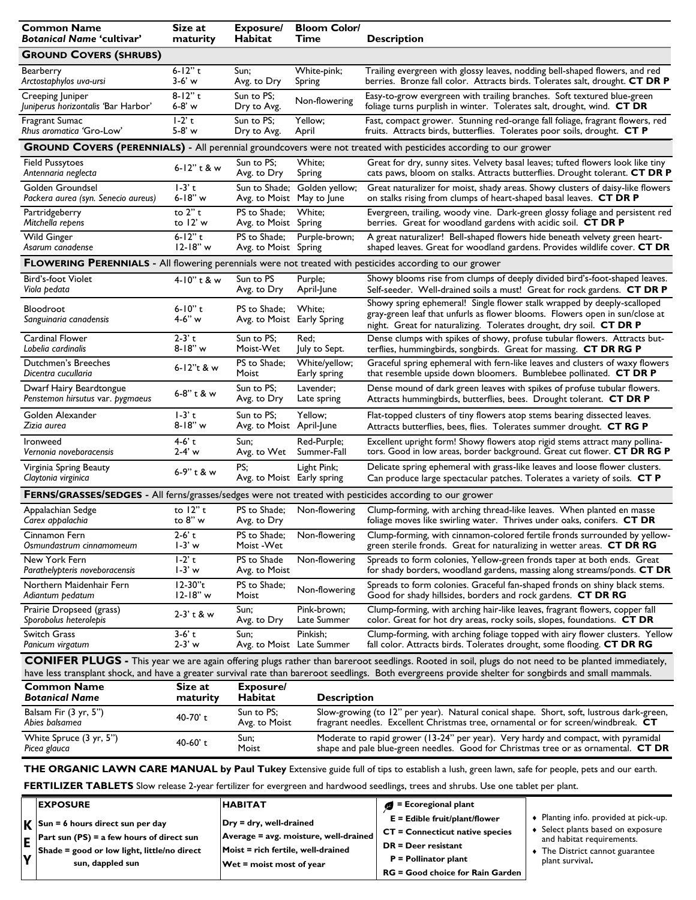| Common Name *Botanical Name* 'cultivar' | Size at maturity | Exposure/ Habitat | Bloom Color/ Time | Description |
|---|---|---|---|---|
| **GROUND COVERS (SHRUBS)** | | | | |
| Bearberry *Arctostaphylos uva-ursi* | 6-12" t 3-6' w | Sun; Avg. to Dry | White-pink; Spring | Trailing evergreen with glossy leaves, nodding bell-shaped flowers, and red berries. Bronze fall color. Attracts birds. Tolerates salt, drought. **CT DR P** |
| Creeping Juniper *Juniperus horizontalis* 'Bar Harbor' | 8-12" t 6-8' w | Sun to PS; Dry to Avg. | Non-flowering | Easy-to-grow evergreen with trailing branches. Soft textured blue-green foliage turns purplish in winter. Tolerates salt, drought, wind. **CT DR** |
| Fragrant Sumac *Rhus aromatica* 'Gro-Low' | 1-2' t 5-8' w | Sun to PS; Dry to Avg. | Yellow; April | Fast, compact grower. Stunning red-orange fall foliage, fragrant flowers, red fruits. Attracts birds, butterflies. Tolerates poor soils, drought. **CT P** |
| **GROUND COVERS (PERENNIALS)** - All perennial groundcovers were not treated with pesticides according to our grower | | | | |
| Field Pussytoes *Antennaria neglecta* | 6-12" t & w | Sun to PS; Avg. to Dry | White; Spring | Great for dry, sunny sites. Velvety basal leaves; tufted flowers look like tiny cats paws, bloom on stalks. Attracts butterflies. Drought tolerant. **CT DR P** |
| Golden Groundsel *Packera aurea (syn. Senecio aureus)* | 1-3' t 6-18" w | Sun to Shade; Avg. to Moist | Golden yellow; May to June | Great naturalizer for moist, shady areas. Showy clusters of daisy-like flowers on stalks rising from clumps of heart-shaped basal leaves. **CT DR P** |
| Partridgeberry *Mitchella repens* | to 2" t to 12' w | PS to Shade; Avg. to Moist | White; Spring | Evergreen, trailing, woody vine. Dark-green glossy foliage and persistent red berries. Great for woodland gardens with acidic soil. **CT DR P** |
| Wild Ginger *Asarum canadense* | 6-12" t 12-18" w | PS to Shade; Avg. to Moist | Purple-brown; Spring | A great naturalizer! Bell-shaped flowers hide beneath velvety green heart-shaped leaves. Great for woodland gardens. Provides wildlife cover. **CT DR** |
| **FLOWERING PERENNIALS** - All flowering perennials were not treated with pesticides according to our grower | | | | |
| Bird's-foot Violet *Viola pedata* | 4-10" t & w | Sun to PS Avg. to Dry | Purple; April-June | Showy blooms rise from clumps of deeply divided bird's-foot-shaped leaves. Self-seeder. Well-drained soils a must! Great for rock gardens. **CT DR P** |
| Bloodroot *Sanguinaria canadensis* | 6-10" t 4-6" w | PS to Shade; Avg. to Moist | White; Early Spring | Showy spring ephemeral! Single flower stalk wrapped by deeply-scalloped gray-green leaf that unfurls as flower blooms. Flowers open in sun/close at night. Great for naturalizing. Tolerates drought, dry soil. **CT DR P** |
| Cardinal Flower *Lobelia cardinalis* | 2-3' t 8-18" w | Sun to PS; Moist-Wet | Red; July to Sept. | Dense clumps with spikes of showy, profuse tubular flowers. Attracts butterflies, hummingbirds, songbirds. Great for massing. **CT DR RG P** |
| Dutchmen's Breeches *Dicentra cucullaria* | 6-12"t & w | PS to Shade; Moist | White/yellow; Early spring | Graceful spring ephemeral with fern-like leaves and clusters of waxy flowers that resemble upside down bloomers. Bumblebee pollinated. **CT DR P** |
| Dwarf Hairy Beardtongue *Penstemon hirsutus var. pygmaeus* | 6-8" t & w | Sun to PS; Avg. to Dry | Lavender; Late spring | Dense mound of dark green leaves with spikes of profuse tubular flowers. Attracts hummingbirds, butterflies, bees. Drought tolerant. **CT DR P** |
| Golden Alexander *Zizia aurea* | 1-3' t 8-18" w | Sun to PS; Avg. to Moist | Yellow; April-June | Flat-topped clusters of tiny flowers atop stems bearing dissected leaves. Attracts butterflies, bees, flies. Tolerates summer drought. **CT RG P** |
| Ironweed *Vernonia noveboracensis* | 4-6' t 2-4' w | Sun; Avg. to Wet | Red-Purple; Summer-Fall | Excellent upright form! Showy flowers atop rigid stems attract many pollinators. Good in low areas, border background. Great cut flower. **CT DR RG P** |
| Virginia Spring Beauty *Claytonia virginica* | 6-9" t & w | PS; Avg. to Moist | Light Pink; Early spring | Delicate spring ephemeral with grass-like leaves and loose flower clusters. Can produce large spectacular patches. Tolerates a variety of soils. **CT P** |
| **FERNS/GRASSES/SEDGES** - All ferns/grasses/sedges were not treated with pesticides according to our grower | | | | |
| Appalachian Sedge *Carex appalachia* | to 12" t to 8" w | PS to Shade; Avg. to Dry | Non-flowering | Clump-forming, with arching thread-like leaves. When planted en masse foliage moves like swirling water. Thrives under oaks, conifers. **CT DR** |
| Cinnamon Fern *Osmundastrum cinnamomeum* | 2-6' t 1-3' w | PS to Shade; Moist -Wet | Non-flowering | Clump-forming, with cinnamon-colored fertile fronds surrounded by yellow-green sterile fronds. Great for naturalizing in wetter areas. **CT DR RG** |
| New York Fern *Parathelypteris noveboracensis* | 1-2' t 1-3' w | PS to Shade Avg. to Moist | Non-flowering | Spreads to form colonies, Yellow-green fronds taper at both ends. Great for shady borders, woodland gardens, massing along streams/ponds. **CT DR** |
| Northern Maidenhair Fern *Adiantum pedatum* | 12-30"t 12-18" w | PS to Shade; Moist | Non-flowering | Spreads to form colonies. Graceful fan-shaped fronds on shiny black stems. Good for shady hillsides, borders and rock gardens. **CT DR RG** |
| Prairie Dropseed (grass) *Sporobolus heterolepis* | 2-3' t & w | Sun; Avg. to Dry | Pink-brown; Late Summer | Clump-forming, with arching hair-like leaves, fragrant flowers, copper fall color. Great for hot dry areas, rocky soils, slopes, foundations. **CT DR** |
| Switch Grass *Panicum virgatum* | 3-6' t 2-3' w | Sun; Avg. to Moist | Pinkish; Late Summer | Clump-forming, with arching foliage topped with airy flower clusters. Yellow fall color. Attracts birds. Tolerates drought, some flooding. **CT DR RG** |

**CONIFER PLUGS** - This year we are again offering plugs rather than bareroot seedlings. Rooted in soil, plugs do not need to be planted immediately, have less transplant shock, and have a greater survival rate than bareroot seedlings. Both evergreens provide shelter for songbirds and small mammals.

| Common Name *Botanical Name* | Size at maturity | Exposure/ Habitat | Description |
|---|---|---|---|
| Balsam Fir (3 yr, 5") *Abies balsamea* | 40-70' t | Sun to PS; Avg. to Moist | Slow-growing (to 12" per year). Natural conical shape. Short, soft, lustrous dark-green, fragrant needles. Excellent Christmas tree, ornamental or for screen/windbreak. **CT** |
| White Spruce (3 yr, 5") *Picea glauca* | 40-60' t | Sun; Moist | Moderate to rapid grower (13-24" per year). Very hardy and compact, with pyramidal shape and pale blue-green needles. Good for Christmas tree or as ornamental. **CT DR** |

**THE ORGANIC LAWN CARE MANUAL by Paul Tukey** Extensive guide full of tips to establish a lush, green lawn, safe for people, pets and our earth.

**FERTILIZER TABLETS** Slow release 2-year fertilizer for evergreen and hardwood seedlings, trees and shrubs. Use one tablet per plant.

| KEY | EXPOSURE | HABITAT | | |
|---|---|---|---|---|
| | **Sun = 6 hours direct sun per day** | **Dry = dry, well-drained** | **= Ecoregional plant** | ♦ Planting info. provided at pick-up. |
| | **Part sun (PS) = a few hours of direct sun** | **Average = avg. moisture, well-drained** | **E = Edible fruit/plant/flower** | ♦ Select plants based on exposure and habitat requirements. |
| | **Shade = good or low light, little/no direct sun, dappled sun** | **Moist = rich fertile, well-drained** | **CT = Connecticut native species** | ♦ The District cannot guarantee plant survival**.** |
| | | **Wet = moist most of year** | **DR = Deer resistant** | |
| | | | **P = Pollinator plant** | |
| | | | **RG = Good choice for Rain Garden** | |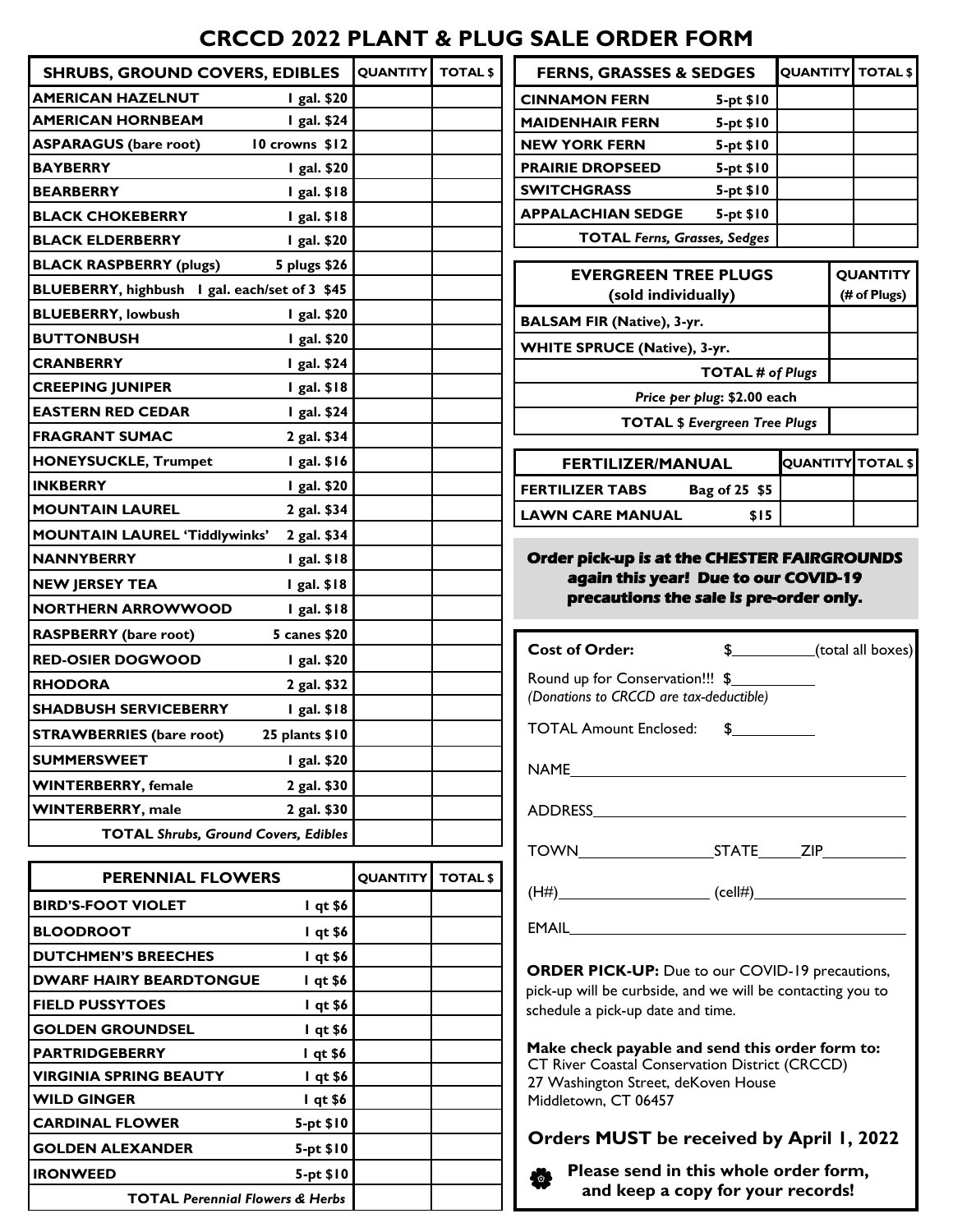# CRCCD 2022 PLANT & PLUG SALE ORDER FORM

| SHRUBS, GROUND COVERS, EDIBLES | | QUANTITY | TOTAL $ |
|---|---|---|---|
| **AMERICAN HAZELNUT** | 1 gal. $20 | | |
| **AMERICAN HORNBEAM** | 1 gal. $24 | | |
| **ASPARAGUS (bare root)** | 10 crowns $12 | | |
| **BAYBERRY** | 1 gal. $20 | | |
| **BEARBERRY** | 1 gal. $18 | | |
| **BLACK CHOKEBERRY** | 1 gal. $18 | | |
| **BLACK ELDERBERRY** | 1 gal. $20 | | |
| **BLACK RASPBERRY (plugs)** | 5 plugs $26 | | |
| **BLUEBERRY, highbush** | 1 gal. each/set of 3 $45 | | |
| **BLUEBERRY, lowbush** | 1 gal. $20 | | |
| **BUTTONBUSH** | 1 gal. $20 | | |
| **CRANBERRY** | 1 gal. $24 | | |
| **CREEPING JUNIPER** | 1 gal. $18 | | |
| **EASTERN RED CEDAR** | 1 gal. $24 | | |
| **FRAGRANT SUMAC** | 2 gal. $34 | | |
| **HONEYSUCKLE, Trumpet** | 1 gal. $16 | | |
| **INKBERRY** | 1 gal. $20 | | |
| **MOUNTAIN LAUREL** | 2 gal. $34 | | |
| **MOUNTAIN LAUREL 'Tiddlywinks'** | 2 gal. $34 | | |
| **NANNYBERRY** | 1 gal. $18 | | |
| **NEW JERSEY TEA** | 1 gal. $18 | | |
| **NORTHERN ARROWWOOD** | 1 gal. $18 | | |
| **RASPBERRY (bare root)** | 5 canes $20 | | |
| **RED-OSIER DOGWOOD** | 1 gal. $20 | | |
| **RHODORA** | 2 gal. $32 | | |
| **SHADBUSH SERVICEBERRY** | 1 gal. $18 | | |
| **STRAWBERRIES (bare root)** | 25 plants $10 | | |
| **SUMMERSWEET** | 1 gal. $20 | | |
| **WINTERBERRY, female** | 2 gal. $30 | | |
| **WINTERBERRY, male** | 2 gal. $30 | | |
| **TOTAL** *Shrubs, Ground Covers, Edibles* | | | |

| PERENNIAL FLOWERS | | QUANTITY | TOTAL $ |
|---|---|---|---|
| **BIRD'S-FOOT VIOLET** | 1 qt $6 | | |
| **BLOODROOT** | 1 qt $6 | | |
| **DUTCHMEN'S BREECHES** | 1 qt $6 | | |
| **DWARF HAIRY BEARDTONGUE** | 1 qt $6 | | |
| **FIELD PUSSYTOES** | 1 qt $6 | | |
| **GOLDEN GROUNDSEL** | 1 qt $6 | | |
| **PARTRIDGEBERRY** | 1 qt $6 | | |
| **VIRGINIA SPRING BEAUTY** | 1 qt $6 | | |
| **WILD GINGER** | 1 qt $6 | | |
| **CARDINAL FLOWER** | 5-pt $10 | | |
| **GOLDEN ALEXANDER** | 5-pt $10 | | |
| **IRONWEED** | 5-pt $10 | | |
| **TOTAL** *Perennial Flowers & Herbs* | | | |

| FERNS, GRASSES & SEDGES | | QUANTITY | TOTAL $ |
|---|---|---|---|
| **CINNAMON FERN** | 5-pt $10 | | |
| **MAIDENHAIR FERN** | 5-pt $10 | | |
| **NEW YORK FERN** | 5-pt $10 | | |
| **PRAIRIE DROPSEED** | 5-pt $10 | | |
| **SWITCHGRASS** | 5-pt $10 | | |
| **APPALACHIAN SEDGE** | 5-pt $10 | | |
| **TOTAL** *Ferns, Grasses, Sedges* | | | |

| EVERGREEN TREE PLUGS (sold individually) | QUANTITY (# of Plugs) |
|---|---|
| **BALSAM FIR (Native), 3-yr.** | |
| **WHITE SPRUCE (Native), 3-yr.** | |
| **TOTAL #** *of Plugs* | |
| *Price per plug*: **$2.00 each** | |
| **TOTAL $** *Evergreen Tree Plugs* | |

| FERTILIZER/MANUAL | | QUANTITY | TOTAL $ |
|---|---|---|---|
| **FERTILIZER TABS** | Bag of 25 $5 | | |
| **LAWN CARE MANUAL** | $15 | | |

**Order pick-up is at the CHESTER FAIRGROUNDS again this year! Due to our COVID-19 precautions the sale is pre-order only.**

**Cost of Order:** $__________ (total all boxes)

Round up for Conservation!!! $__________
*(Donations to CRCCD are tax-deductible)*

TOTAL Amount Enclosed: $__________

NAME______________________________

ADDRESS______________________________

TOWN______________ STATE_____ ZIP__________

(H#)______________ (cell#)______________

EMAIL______________________________

**ORDER PICK-UP:** Due to our COVID-19 precautions, pick-up will be curbside, and we will be contacting you to schedule a pick-up date and time.

**Make check payable and send this order form to:**
CT River Coastal Conservation District (CRCCD)
27 Washington Street, deKoven House
Middletown, CT 06457

**Orders MUST be received by April 1, 2022**

**Please send in this whole order form, and keep a copy for your records!**